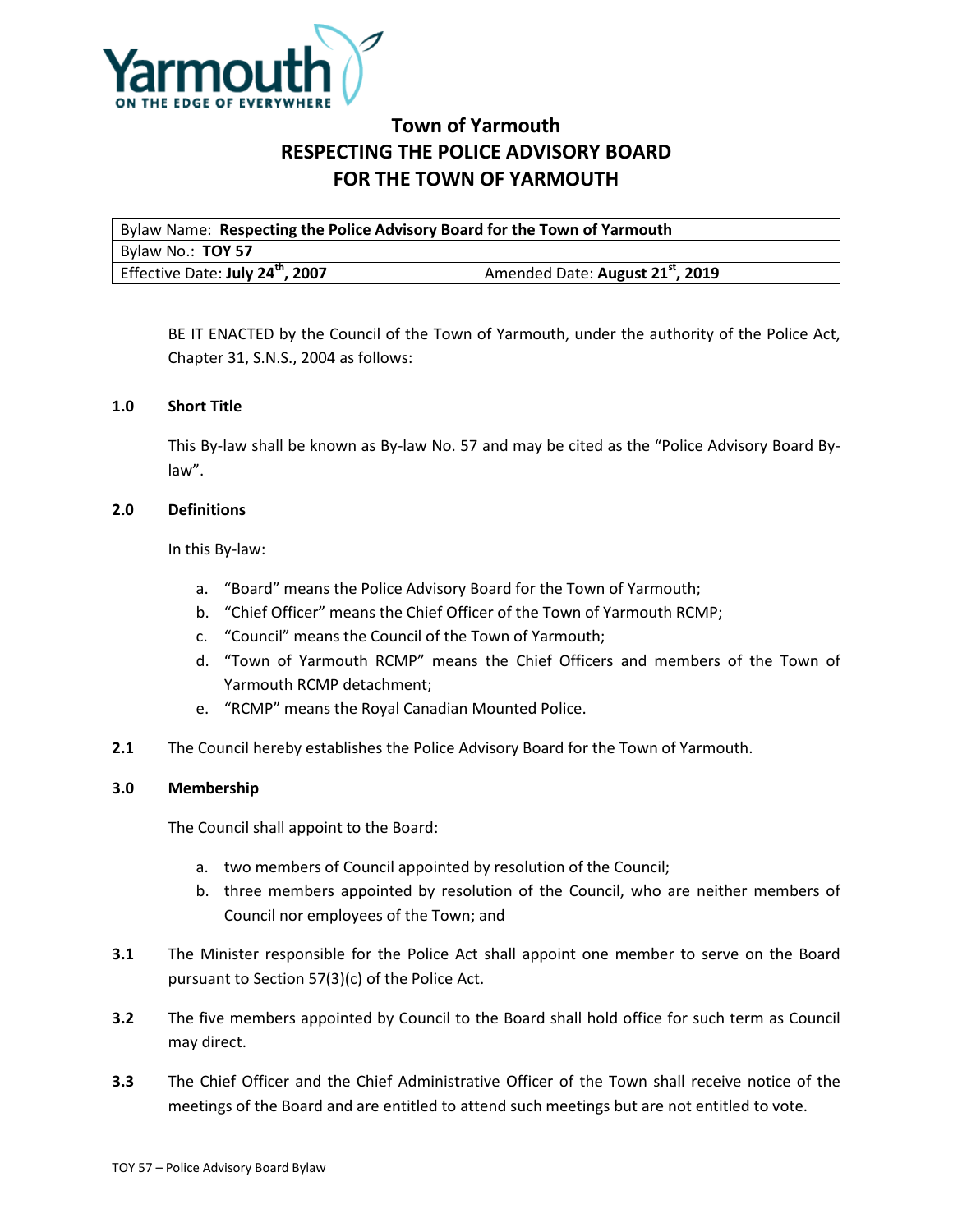# Town of Yarmouth
# RESPECTING THE POLICE ADVISORY BOARD FOR THE TOWN OF YARMOUTH

| Bylaw Name: **Respecting the Police Advisory Board for the Town of Yarmouth** | |
| --- | --- |
| Bylaw No.: **TOY 57** | |
| Effective Date: **July 24th, 2007** | Amended Date: **August 21st, 2019** |

BE IT ENACTED by the Council of the Town of Yarmouth, under the authority of the Police Act, Chapter 31, S.N.S., 2004 as follows:

**1.0 Short Title**

This By-law shall be known as By-law No. 57 and may be cited as the "Police Advisory Board By-law".

**2.0 Definitions**

In this By-law:

a. "Board" means the Police Advisory Board for the Town of Yarmouth;
b. "Chief Officer" means the Chief Officer of the Town of Yarmouth RCMP;
c. "Council" means the Council of the Town of Yarmouth;
d. "Town of Yarmouth RCMP" means the Chief Officers and members of the Town of Yarmouth RCMP detachment;
e. "RCMP" means the Royal Canadian Mounted Police.

**2.1** The Council hereby establishes the Police Advisory Board for the Town of Yarmouth.

**3.0 Membership**

The Council shall appoint to the Board:

a. two members of Council appointed by resolution of the Council;
b. three members appointed by resolution of the Council, who are neither members of Council nor employees of the Town; and

**3.1** The Minister responsible for the Police Act shall appoint one member to serve on the Board pursuant to Section 57(3)(c) of the Police Act.

**3.2** The five members appointed by Council to the Board shall hold office for such term as Council may direct.

**3.3** The Chief Officer and the Chief Administrative Officer of the Town shall receive notice of the meetings of the Board and are entitled to attend such meetings but are not entitled to vote.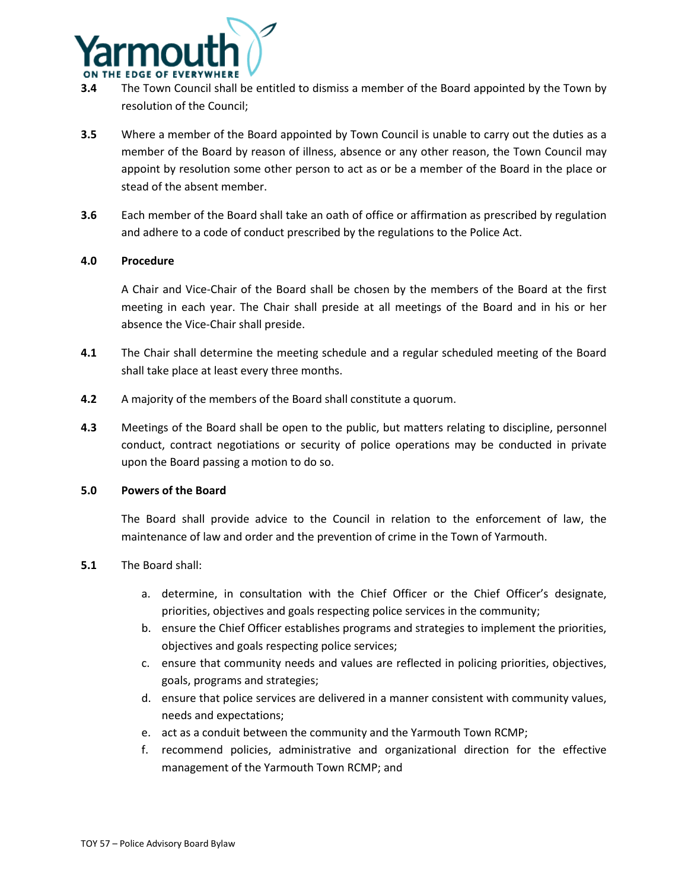**3.4** The Town Council shall be entitled to dismiss a member of the Board appointed by the Town by resolution of the Council;

**3.5** Where a member of the Board appointed by Town Council is unable to carry out the duties as a member of the Board by reason of illness, absence or any other reason, the Town Council may appoint by resolution some other person to act as or be a member of the Board in the place or stead of the absent member.

**3.6** Each member of the Board shall take an oath of office or affirmation as prescribed by regulation and adhere to a code of conduct prescribed by the regulations to the Police Act.

**4.0 Procedure**

A Chair and Vice-Chair of the Board shall be chosen by the members of the Board at the first meeting in each year. The Chair shall preside at all meetings of the Board and in his or her absence the Vice-Chair shall preside.

**4.1** The Chair shall determine the meeting schedule and a regular scheduled meeting of the Board shall take place at least every three months.

**4.2** A majority of the members of the Board shall constitute a quorum.

**4.3** Meetings of the Board shall be open to the public, but matters relating to discipline, personnel conduct, contract negotiations or security of police operations may be conducted in private upon the Board passing a motion to do so.

**5.0 Powers of the Board**

The Board shall provide advice to the Council in relation to the enforcement of law, the maintenance of law and order and the prevention of crime in the Town of Yarmouth.

**5.1** The Board shall:

a. determine, in consultation with the Chief Officer or the Chief Officer's designate, priorities, objectives and goals respecting police services in the community;
b. ensure the Chief Officer establishes programs and strategies to implement the priorities, objectives and goals respecting police services;
c. ensure that community needs and values are reflected in policing priorities, objectives, goals, programs and strategies;
d. ensure that police services are delivered in a manner consistent with community values, needs and expectations;
e. act as a conduit between the community and the Yarmouth Town RCMP;
f. recommend policies, administrative and organizational direction for the effective management of the Yarmouth Town RCMP; and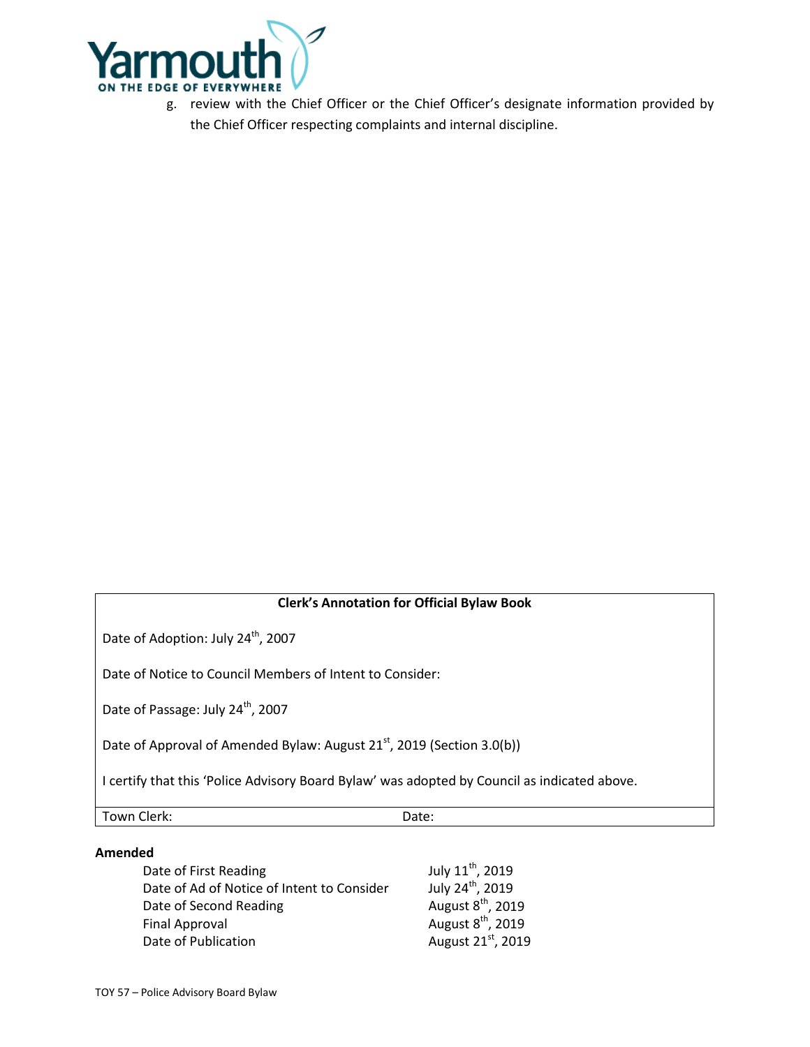g. review with the Chief Officer or the Chief Officer's designate information provided by the Chief Officer respecting complaints and internal discipline.

| **Clerk's Annotation for Official Bylaw Book** | |
|---|---|
| Date of Adoption: July 24th, 2007 | |
| Date of Notice to Council Members of Intent to Consider: | |
| Date of Passage: July 24th, 2007 | |
| Date of Approval of Amended Bylaw: August 21st, 2019 (Section 3.0(b)) | |
| I certify that this 'Police Advisory Board Bylaw' was adopted by Council as indicated above. | |
| Town Clerk: | Date: |

**Amended**

| | |
|---|---|
| Date of First Reading | July 11th, 2019 |
| Date of Ad of Notice of Intent to Consider | July 24th, 2019 |
| Date of Second Reading | August 8th, 2019 |
| Final Approval | August 8th, 2019 |
| Date of Publication | August 21st, 2019 |